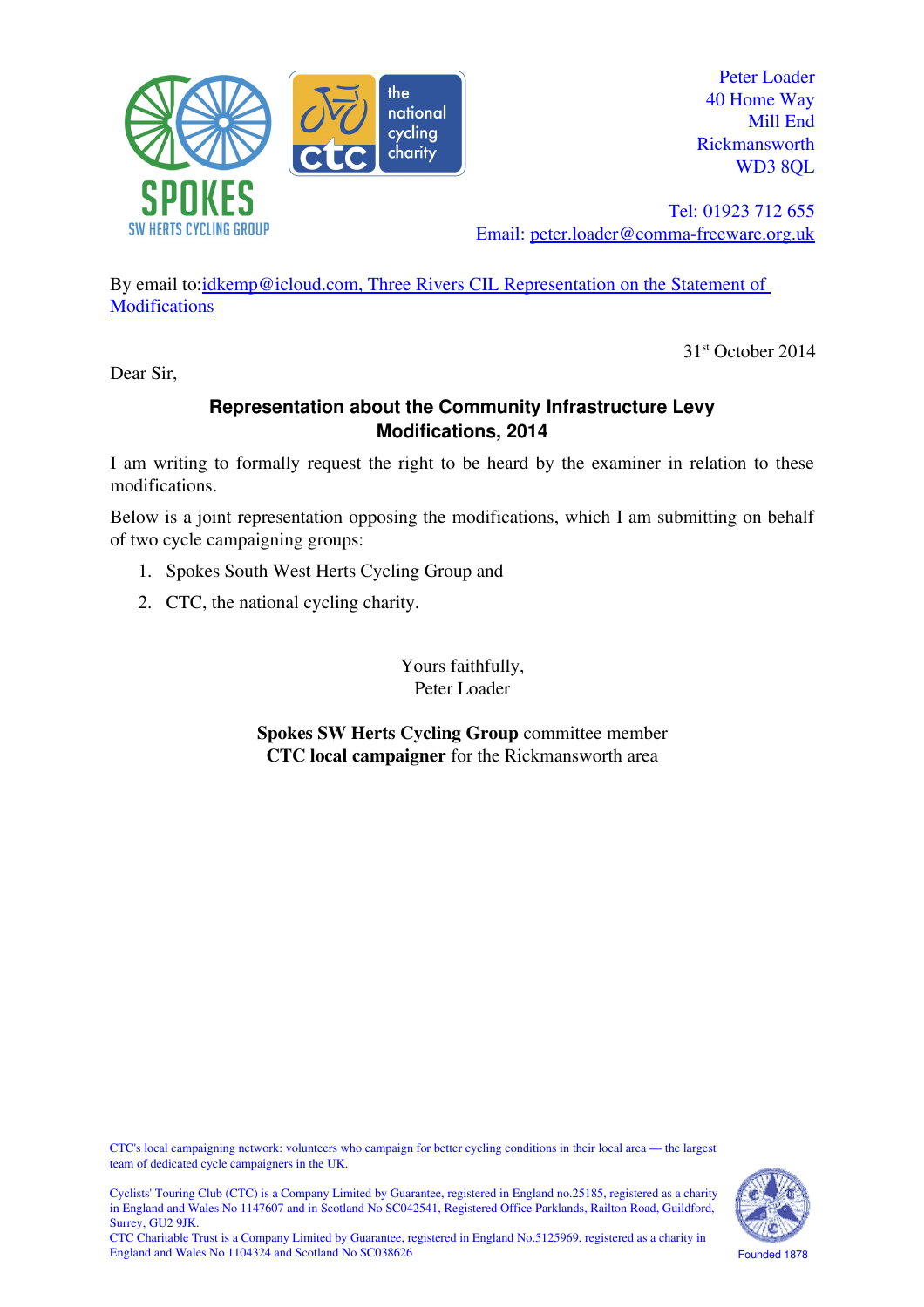Peter Loader
40 Home Way
Mill End
Rickmansworth
WD3 8QL

Tel: 01923 712 655
Email: peter.loader@comma-freeware.org.uk

By email to: idkemp@icloud.com, Three Rivers CIL Representation on the Statement of Modifications

31st October 2014

Dear Sir,

**Representation about the Community Infrastructure Levy Modifications, 2014**

I am writing to formally request the right to be heard by the examiner in relation to these modifications.

Below is a joint representation opposing the modifications, which I am submitting on behalf of two cycle campaigning groups:

1. Spokes South West Herts Cycling Group and
2. CTC, the national cycling charity.

Yours faithfully,
Peter Loader

**Spokes SW Herts Cycling Group** committee member
**CTC local campaigner** for the Rickmansworth area

CTC's local campaigning network: volunteers who campaign for better cycling conditions in their local area — the largest team of dedicated cycle campaigners in the UK.

Cyclists' Touring Club (CTC) is a Company Limited by Guarantee, registered in England no.25185, registered as a charity in England and Wales No 1147607 and in Scotland No SC042541, Registered Office Parklands, Railton Road, Guildford, Surrey, GU2 9JK.
CTC Charitable Trust is a Company Limited by Guarantee, registered in England No.5125969, registered as a charity in England and Wales No 1104324 and Scotland No SC038626

Founded 1878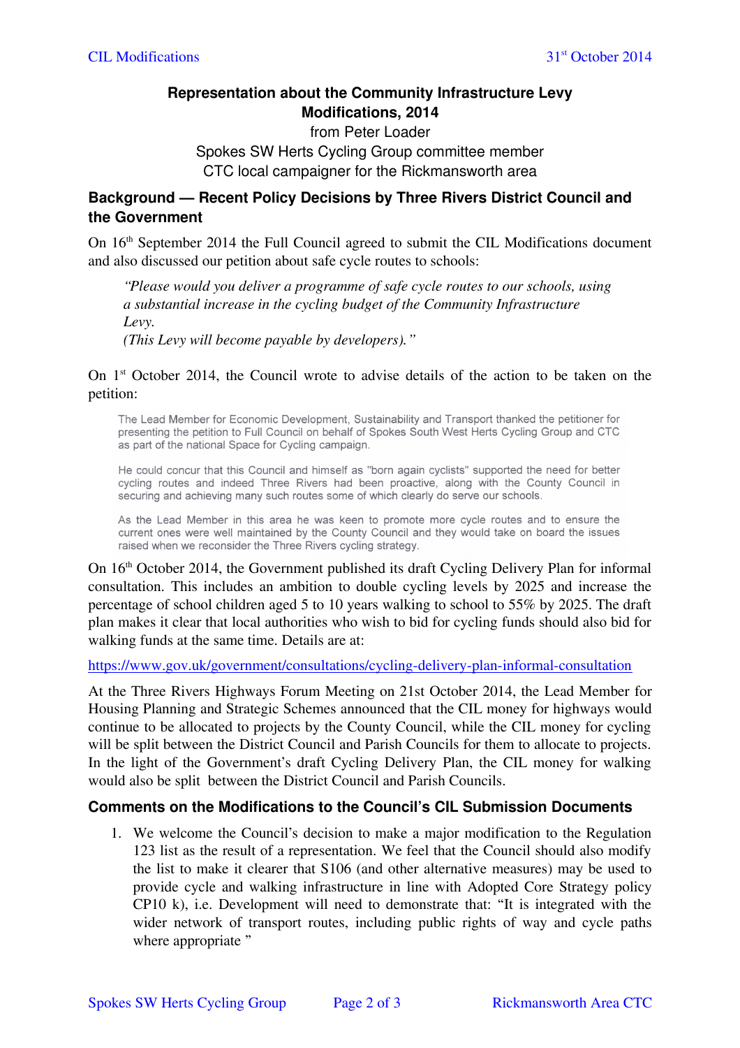**Representation about the Community Infrastructure Levy Modifications, 2014**

from Peter Loader

Spokes SW Herts Cycling Group committee member

CTC local campaigner for the Rickmansworth area

## Background — Recent Policy Decisions by Three Rivers District Council and the Government

On 16th September 2014 the Full Council agreed to submit the CIL Modifications document and also discussed our petition about safe cycle routes to schools:

> *"Please would you deliver a programme of safe cycle routes to our schools, using a substantial increase in the cycling budget of the Community Infrastructure Levy.*
> *(This Levy will become payable by developers)."*

On 1st October 2014, the Council wrote to advise details of the action to be taken on the petition:

> The Lead Member for Economic Development, Sustainability and Transport thanked the petitioner for presenting the petition to Full Council on behalf of Spokes South West Herts Cycling Group and CTC as part of the national Space for Cycling campaign.
>
> He could concur that this Council and himself as "born again cyclists" supported the need for better cycling routes and indeed Three Rivers had been proactive, along with the County Council in securing and achieving many such routes some of which clearly do serve our schools.
>
> As the Lead Member in this area he was keen to promote more cycle routes and to ensure the current ones were well maintained by the County Council and they would take on board the issues raised when we reconsider the Three Rivers cycling strategy.

On 16th October 2014, the Government published its draft Cycling Delivery Plan for informal consultation. This includes an ambition to double cycling levels by 2025 and increase the percentage of school children aged 5 to 10 years walking to school to 55% by 2025. The draft plan makes it clear that local authorities who wish to bid for cycling funds should also bid for walking funds at the same time. Details are at:

https://www.gov.uk/government/consultations/cycling-delivery-plan-informal-consultation

At the Three Rivers Highways Forum Meeting on 21st October 2014, the Lead Member for Housing Planning and Strategic Schemes announced that the CIL money for highways would continue to be allocated to projects by the County Council, while the CIL money for cycling will be split between the District Council and Parish Councils for them to allocate to projects. In the light of the Government's draft Cycling Delivery Plan, the CIL money for walking would also be split between the District Council and Parish Councils.

## Comments on the Modifications to the Council's CIL Submission Documents

1. We welcome the Council's decision to make a major modification to the Regulation 123 list as the result of a representation. We feel that the Council should also modify the list to make it clearer that S106 (and other alternative measures) may be used to provide cycle and walking infrastructure in line with Adopted Core Strategy policy CP10 k), i.e. Development will need to demonstrate that: "It is integrated with the wider network of transport routes, including public rights of way and cycle paths where appropriate "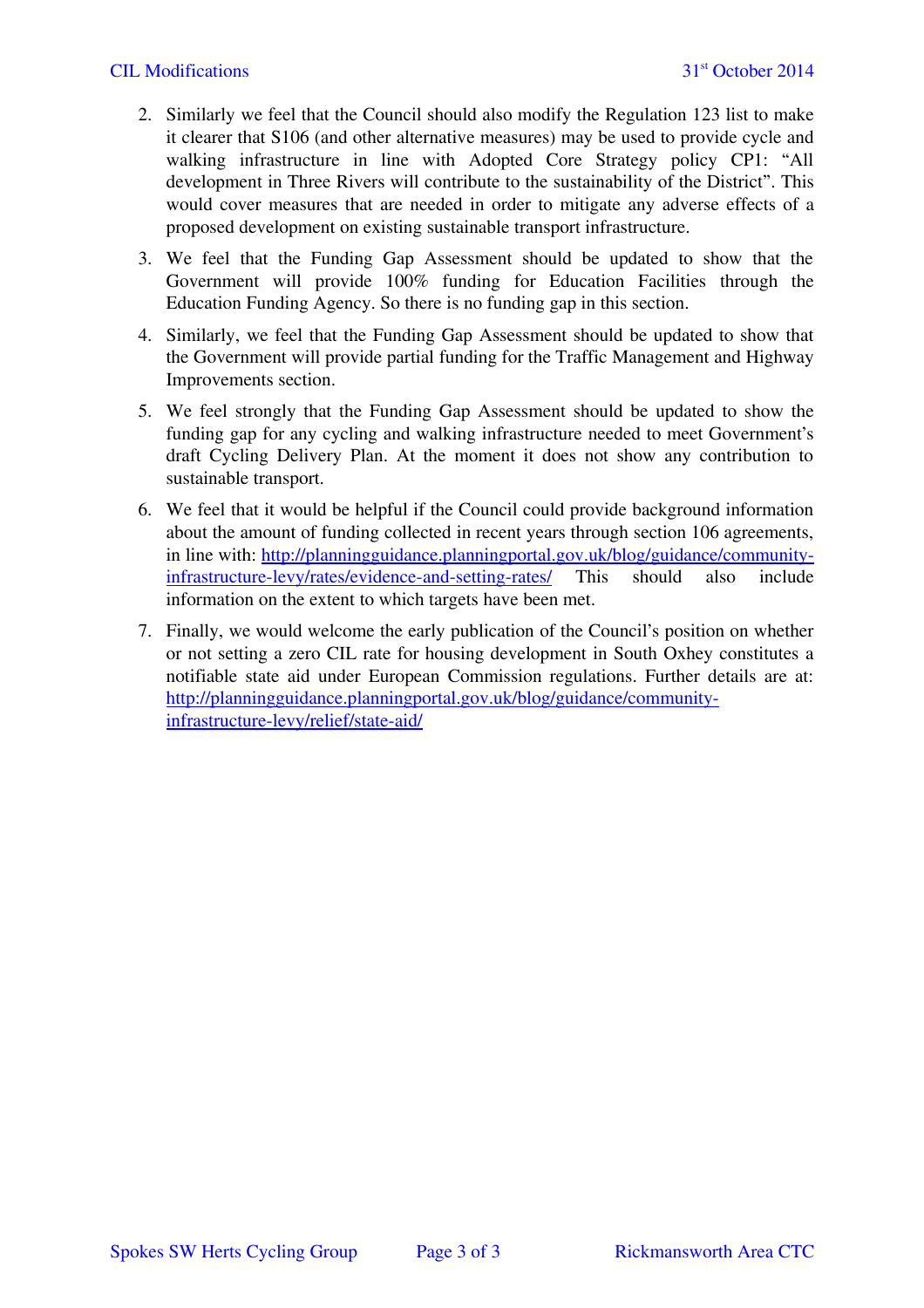2. Similarly we feel that the Council should also modify the Regulation 123 list to make it clearer that S106 (and other alternative measures) may be used to provide cycle and walking infrastructure in line with Adopted Core Strategy policy CP1: "All development in Three Rivers will contribute to the sustainability of the District". This would cover measures that are needed in order to mitigate any adverse effects of a proposed development on existing sustainable transport infrastructure.

3. We feel that the Funding Gap Assessment should be updated to show that the Government will provide 100% funding for Education Facilities through the Education Funding Agency. So there is no funding gap in this section.

4. Similarly, we feel that the Funding Gap Assessment should be updated to show that the Government will provide partial funding for the Traffic Management and Highway Improvements section.

5. We feel strongly that the Funding Gap Assessment should be updated to show the funding gap for any cycling and walking infrastructure needed to meet Government's draft Cycling Delivery Plan. At the moment it does not show any contribution to sustainable transport.

6. We feel that it would be helpful if the Council could provide background information about the amount of funding collected in recent years through section 106 agreements, in line with: [http://planningguidance.planningportal.gov.uk/blog/guidance/community-infrastructure-levy/rates/evidence-and-setting-rates/](http://planningguidance.planningportal.gov.uk/blog/guidance/community-infrastructure-levy/rates/evidence-and-setting-rates/) This should also include information on the extent to which targets have been met.

7. Finally, we would welcome the early publication of the Council's position on whether or not setting a zero CIL rate for housing development in South Oxhey constitutes a notifiable state aid under European Commission regulations. Further details are at: [http://planningguidance.planningportal.gov.uk/blog/guidance/community-infrastructure-levy/relief/state-aid/](http://planningguidance.planningportal.gov.uk/blog/guidance/community-infrastructure-levy/relief/state-aid/)